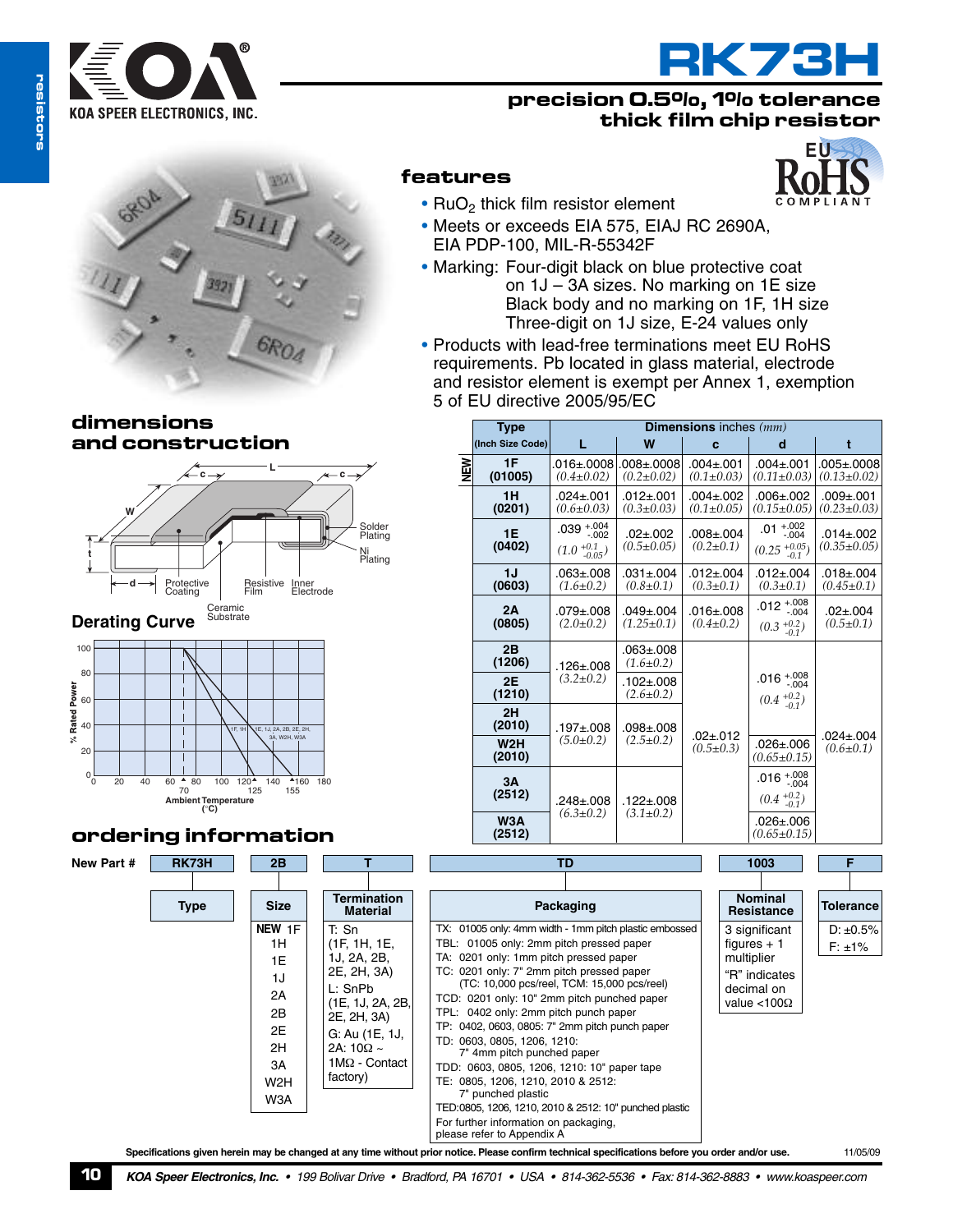# RK73H

## precision 0.5%, 1% tolerance thick film chip resistor

## features

- $RuO_2$ thick film resistor element
- Meets or exceeds EIA 575, EIAJ RC 2690A, EIA PDP-100, MIL-R-55342F
- Marking: Four-digit black on blue protective coat on 1J – 3A sizes. No marking on 1E size
  Black body and no marking on 1F, 1H size
  Three-digit on 1J size, E-24 values only
- Products with lead-free terminations meet EU RoHS requirements. Pb located in glass material, electrode and resistor element is exempt per Annex 1, exemption 5 of EU directive 2005/95/EC

## dimensions and construction

| Type (Inch Size Code) | L | W | c | d | t |
|---|---|---|---|---|---|
| NEW 1F (01005) | .016±.0008 (0.4±0.02) | .008±.0008 (0.2±0.02) | .004±.001 (0.1±0.03) | .004±.001 (0.11±0.03) | .005±.0008 (0.13±0.02) |
| 1H (0201) | .024±.001 (0.6±0.03) | .012±.001 (0.3±0.03) | .004±.002 (0.1±0.05) | .006±.002 (0.15±0.05) | .009±.001 (0.23±0.03) |
| 1E (0402) | .039 +.004/-.002 (1.0 +0.1/-0.05) | .02±.002 (0.5±0.05) | .008±.004 (0.2±0.1) | .01 +.002/-.004 (0.25 +0.05/-0.1) | .014±.002 (0.35±0.05) |
| 1J (0603) | .063±.008 (1.6±0.2) | .031±.004 (0.8±0.1) | .012±.004 (0.3±0.1) | .012±.004 (0.3±0.1) | .018±.004 (0.45±0.1) |
| 2A (0805) | .079±.008 (2.0±0.2) | .049±.004 (1.25±0.1) | .016±.008 (0.4±0.2) | .012 +.008/-.004 (0.3 +0.2/-0.1) | .02±.004 (0.5±0.1) |
| 2B (1206) | .126±.008 (3.2±0.2) | .063±.008 (1.6±0.2) | .02±.012 (0.5±0.3) | .016 +.008/-.004 (0.4 +0.2/-0.1) | .024±.004 (0.6±0.1) |
| 2E (1210) | .126±.008 (3.2±0.2) | .102±.008 (2.6±0.2) | .02±.012 (0.5±0.3) | .016 +.008/-.004 (0.4 +0.2/-0.1) | .024±.004 (0.6±0.1) |
| 2H (2010) | .197±.008 (5.0±0.2) | .098±.008 (2.5±0.2) | .02±.012 (0.5±0.3) | .016 +.008/-.004 (0.4 +0.2/-0.1) | .024±.004 (0.6±0.1) |
| W2H (2010) | .197±.008 (5.0±0.2) | .098±.008 (2.5±0.2) | .02±.012 (0.5±0.3) | .026±.006 (0.65±0.15) | .024±.004 (0.6±0.1) |
| 3A (2512) | .248±.008 (6.3±0.2) | .122±.008 (3.1±0.2) | .02±.012 (0.5±0.3) | .016 +.008/-.004 (0.4 +0.2/-0.1) | .024±.004 (0.6±0.1) |
| W3A (2512) | .248±.008 (6.3±0.2) | .122±.008 (3.1±0.2) | .02±.012 (0.5±0.3) | .026±.006 (0.65±0.15) | .024±.004 (0.6±0.1) |

Dimensions inches (mm)

Construction labels: Solder Plating, Ni Plating, Protective Coating, Resistive Film, Inner Electrode, Ceramic Substrate

### Derating Curve

% Rated Power vs. Ambient Temperature (°C): 1F, 1H derate from 70°C to 0% at 125°C; 1E, 1J, 2A, 2B, 2E, 2H, 3A, W2H, W3A derate from 70°C to 0% at 155°C.

## ordering information

New Part #: RK73H | 2B | T | TD | 1003 | F

| Type | Size | Termination Material | Packaging | Nominal Resistance | Tolerance |
|---|---|---|---|---|---|
| RK73H | NEW 1F, 1H, 1E, 1J, 2A, 2B, 2E, 2H, 3A, W2H, W3A | T: Sn (1F, 1H, 1E, 1J, 2A, 2B, 2E, 2H, 3A)<br>L: SnPb (1E, 1J, 2A, 2B, 2E, 2H, 3A)<br>G: Au (1E, 1J, 2A: 10Ω ~ 1MΩ - Contact factory) | TX: 01005 only: 4mm width - 1mm pitch plastic embossed<br>TBL: 01005 only: 2mm pitch pressed paper<br>TA: 0201 only: 1mm pitch pressed paper<br>TC: 0201 only: 7" 2mm pitch pressed paper (TC: 10,000 pcs/reel, TCM: 15,000 pcs/reel)<br>TCD: 0201 only: 10" 2mm pitch punched paper<br>TPL: 0402 only: 2mm pitch punch paper<br>TP: 0402, 0603, 0805: 7" 2mm pitch punch paper<br>TD: 0603, 0805, 1206, 1210: 7" 4mm pitch punched paper<br>TDD: 0603, 0805, 1206, 1210: 10" paper tape<br>TE: 0805, 1206, 1210, 2010 & 2512: 7" punched plastic<br>TED: 0805, 1206, 1210, 2010 & 2512: 10" punched plastic<br>For further information on packaging, please refer to Appendix A | 3 significant figures + 1 multiplier<br>"R" indicates decimal on value <100Ω | D: ±0.5%<br>F: ±1% |

Specifications given herein may be changed at any time without prior notice. Please confirm technical specifications before you order and/or use. 11/05/09

KOA Speer Electronics, Inc. • 199 Bolivar Drive • Bradford, PA 16701 • USA • 814-362-5536 • Fax: 814-362-8883 • www.koaspeer.com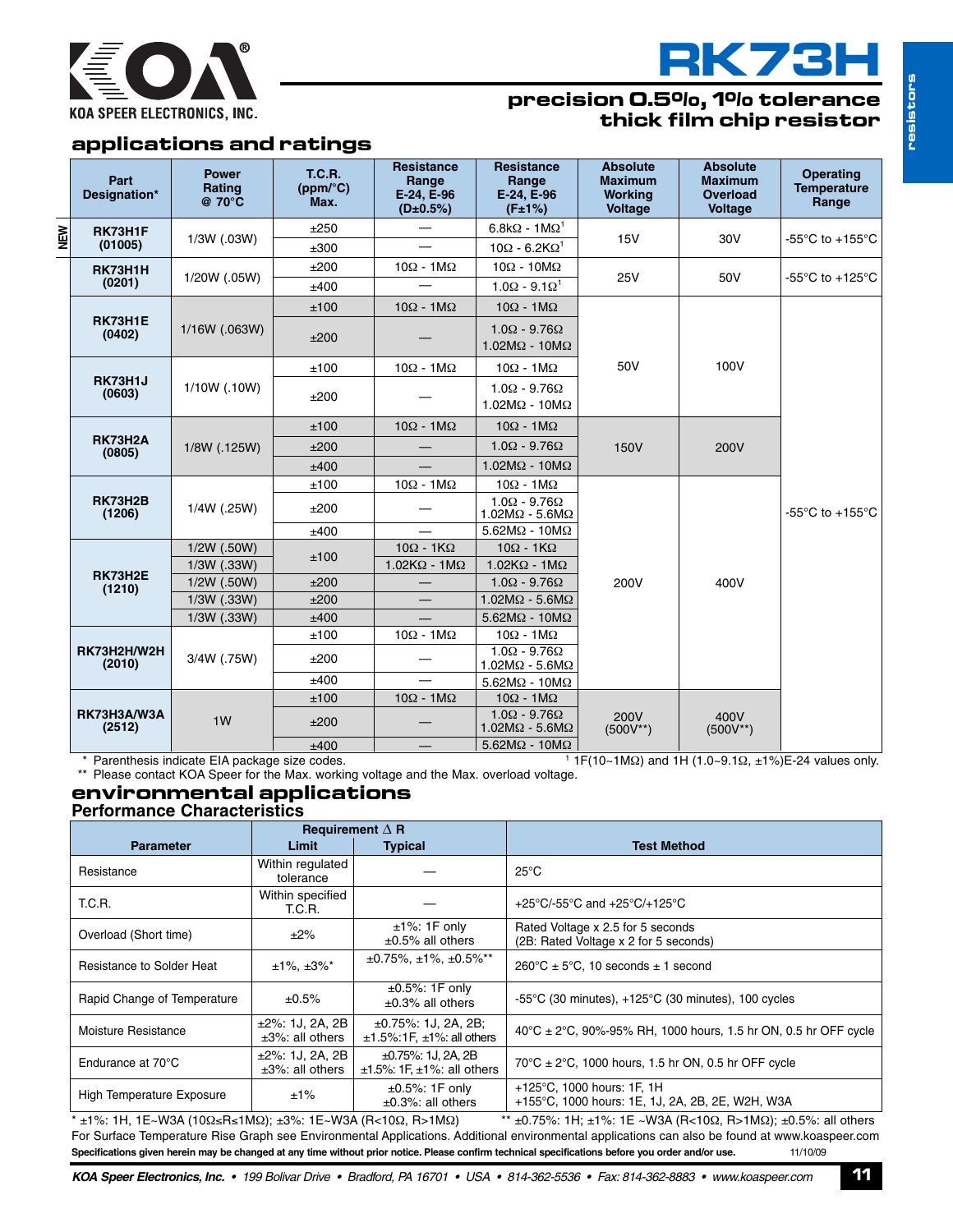# RK73H

## precision 0.5%, 1% tolerance thick film chip resistor

resistors

## applications and ratings

| Part Designation* | Power Rating @ 70°C | T.C.R. (ppm/°C) Max. | Resistance Range E-24, E-96 (D±0.5%) | Resistance Range E-24, E-96 (F±1%) | Absolute Maximum Working Voltage | Absolute Maximum Overload Voltage | Operating Temperature Range |
|---|---|---|---|---|---|---|---|
| NEW RK73H1F (01005) | 1/3W (.03W) | ±250 | — | 6.8kΩ - 1MΩ[1] | 15V | 30V | -55°C to +155°C |
| | | ±300 | — | 10Ω - 6.2KΩ[1] | | | |
| RK73H1H (0201) | 1/20W (.05W) | ±200 | 10Ω - 1MΩ | 10Ω - 10MΩ | 25V | 50V | -55°C to +125°C |
| | | ±400 | — | 1.0Ω - 9.1Ω[1] | | | |
| RK73H1E (0402) | 1/16W (.063W) | ±100 | 10Ω - 1MΩ | 10Ω - 1MΩ | 50V | 100V | -55°C to +155°C |
| | | ±200 | — | 1.0Ω - 9.76Ω<br>1.02MΩ - 10MΩ | | | |
| RK73H1J (0603) | 1/10W (.10W) | ±100 | 10Ω - 1MΩ | 10Ω - 1MΩ | | | |
| | | ±200 | — | 1.0Ω - 9.76Ω<br>1.02MΩ - 10MΩ | | | |
| RK73H2A (0805) | 1/8W (.125W) | ±100 | 10Ω - 1MΩ | 10Ω - 1MΩ | 150V | 200V | |
| | | ±200 | — | 1.0Ω - 9.76Ω | | | |
| | | ±400 | — | 1.02MΩ - 10MΩ | | | |
| RK73H2B (1206) | 1/4W (.25W) | ±100 | 10Ω - 1MΩ | 10Ω - 1MΩ | 200V | 400V | |
| | | ±200 | — | 1.0Ω - 9.76Ω<br>1.02MΩ - 5.6MΩ | | | |
| | | ±400 | — | 5.62MΩ - 10MΩ | | | |
| RK73H2E (1210) | 1/2W (.50W) | ±100 | 10Ω - 1KΩ | 10Ω - 1KΩ | | | |
| | 1/3W (.33W) | | 1.02KΩ - 1MΩ | 1.02KΩ - 1MΩ | | | |
| | 1/2W (.50W) | ±200 | — | 1.0Ω - 9.76Ω | | | |
| | 1/3W (.33W) | ±200 | — | 1.02MΩ - 5.6MΩ | | | |
| | 1/3W (.33W) | ±400 | — | 5.62MΩ - 10MΩ | | | |
| RK73H2H/W2H (2010) | 3/4W (.75W) | ±100 | 10Ω - 1MΩ | 10Ω - 1MΩ | | | |
| | | ±200 | — | 1.0Ω - 9.76Ω<br>1.02MΩ - 5.6MΩ | | | |
| | | ±400 | — | 5.62MΩ - 10MΩ | | | |
| RK73H3A/W3A (2512) | 1W | ±100 | 10Ω - 1MΩ | 10Ω - 1MΩ | 200V (500V**) | 400V (500V**) | |
| | | ±200 | — | 1.0Ω - 9.76Ω<br>1.02MΩ - 5.6MΩ | | | |
| | | ±400 | — | 5.62MΩ - 10MΩ | | | |

\* Parenthesis indicate EIA package size codes.
** Please contact KOA Speer for the Max. working voltage and the Max. overload voltage.
[1] 1F(10~1MΩ) and 1H (1.0~9.1Ω, ±1%)E-24 values only.

## environmental applications

### Performance Characteristics

| Parameter | Requirement Δ R Limit | Requirement Δ R Typical | Test Method |
|---|---|---|---|
| Resistance | Within regulated tolerance | — | 25°C |
| T.C.R. | Within specified T.C.R. | — | +25°C/-55°C and +25°C/+125°C |
| Overload (Short time) | ±2% | ±1%: 1F only<br>±0.5% all others | Rated Voltage x 2.5 for 5 seconds<br>(2B: Rated Voltage x 2 for 5 seconds) |
| Resistance to Solder Heat | ±1%, ±3%* | ±0.75%, ±1%, ±0.5%** | 260°C ± 5°C, 10 seconds ± 1 second |
| Rapid Change of Temperature | ±0.5% | ±0.5%: 1F only<br>±0.3% all others | -55°C (30 minutes), +125°C (30 minutes), 100 cycles |
| Moisture Resistance | ±2%: 1J, 2A, 2B<br>±3%: all others | ±0.75%: 1J, 2A, 2B;<br>±1.5%:1F, ±1%: all others | 40°C ± 2°C, 90%-95% RH, 1000 hours, 1.5 hr ON, 0.5 hr OFF cycle |
| Endurance at 70°C | ±2%: 1J, 2A, 2B<br>±3%: all others | ±0.75%: 1J, 2A, 2B<br>±1.5%: 1F, ±1%: all others | 70°C ± 2°C, 1000 hours, 1.5 hr ON, 0.5 hr OFF cycle |
| High Temperature Exposure | ±1% | ±0.5%: 1F only<br>±0.3%: all others | +125°C, 1000 hours: 1F, 1H<br>+155°C, 1000 hours: 1E, 1J, 2A, 2B, 2E, W2H, W3A |

\* ±1%: 1H, 1E~W3A (10Ω≤R≤1MΩ); ±3%: 1E~W3A (R<10Ω, R>1MΩ)  ** ±0.75%: 1H; ±1%: 1E ~W3A (R<10Ω, R>1MΩ); ±0.5%: all others

For Surface Temperature Rise Graph see Environmental Applications. Additional environmental applications can also be found at www.koaspeer.com

**Specifications given herein may be changed at any time without prior notice. Please confirm technical specifications before you order and/or use.** 11/10/09

*KOA Speer Electronics, Inc. • 199 Bolivar Drive • Bradford, PA 16701 • USA • 814-362-5536 • Fax: 814-362-8883 • www.koaspeer.com*